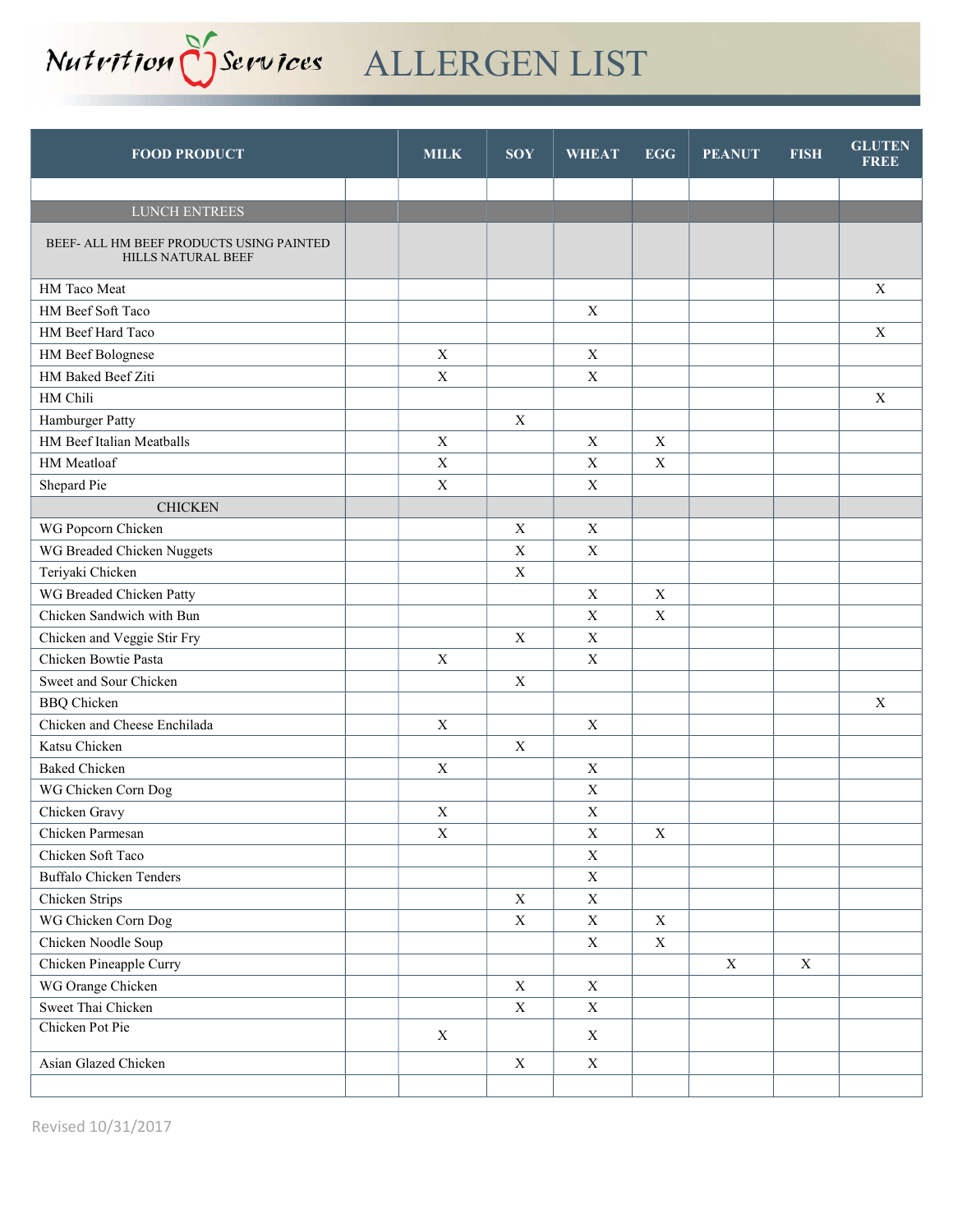# Nutrition Services ALLERGEN LIST

| FOOD PRODUCT | | MILK | SOY | WHEAT | EGG | PEANUT | FISH | GLUTEN FREE |
|---|---|---|---|---|---|---|---|---|
| | | | | | | | | |
| LUNCH ENTREES | | | | | | | | |
| BEEF- ALL HM BEEF PRODUCTS USING PAINTED HILLS NATURAL BEEF | | | | | | | | |
| HM Taco Meat | | | | | | | | X |
| HM Beef Soft Taco | | | | X | | | | |
| HM Beef Hard Taco | | | | | | | | X |
| HM Beef Bolognese | | X | | X | | | | |
| HM Baked Beef Ziti | | X | | X | | | | |
| HM Chili | | | | | | | | X |
| Hamburger Patty | | | X | | | | | |
| HM Beef Italian Meatballs | | X | | X | X | | | |
| HM Meatloaf | | X | | X | X | | | |
| Shepard Pie | | X | | X | | | | |
| CHICKEN | | | | | | | | |
| WG Popcorn Chicken | | | X | X | | | | |
| WG Breaded Chicken Nuggets | | | X | X | | | | |
| Teriyaki Chicken | | | X | | | | | |
| WG Breaded Chicken Patty | | | | X | X | | | |
| Chicken Sandwich with Bun | | | | X | X | | | |
| Chicken and Veggie Stir Fry | | | X | X | | | | |
| Chicken Bowtie Pasta | | X | | X | | | | |
| Sweet and Sour Chicken | | | X | | | | | |
| BBQ Chicken | | | | | | | | X |
| Chicken and Cheese Enchilada | | X | | X | | | | |
| Katsu Chicken | | | X | | | | | |
| Baked Chicken | | X | | X | | | | |
| WG Chicken Corn Dog | | | | X | | | | |
| Chicken Gravy | | X | | X | | | | |
| Chicken Parmesan | | X | | X | X | | | |
| Chicken Soft Taco | | | | X | | | | |
| Buffalo Chicken Tenders | | | | X | | | | |
| Chicken Strips | | | X | X | | | | |
| WG Chicken Corn Dog | | | X | X | X | | | |
| Chicken Noodle Soup | | | | X | X | | | |
| Chicken Pineapple Curry | | | | | | X | X | |
| WG Orange Chicken | | | X | X | | | | |
| Sweet Thai Chicken | | | X | X | | | | |
| Chicken Pot Pie | | X | | X | | | | |
| Asian Glazed Chicken | | | X | X | | | | |
| | | | | | | | | |

Revised 10/31/2017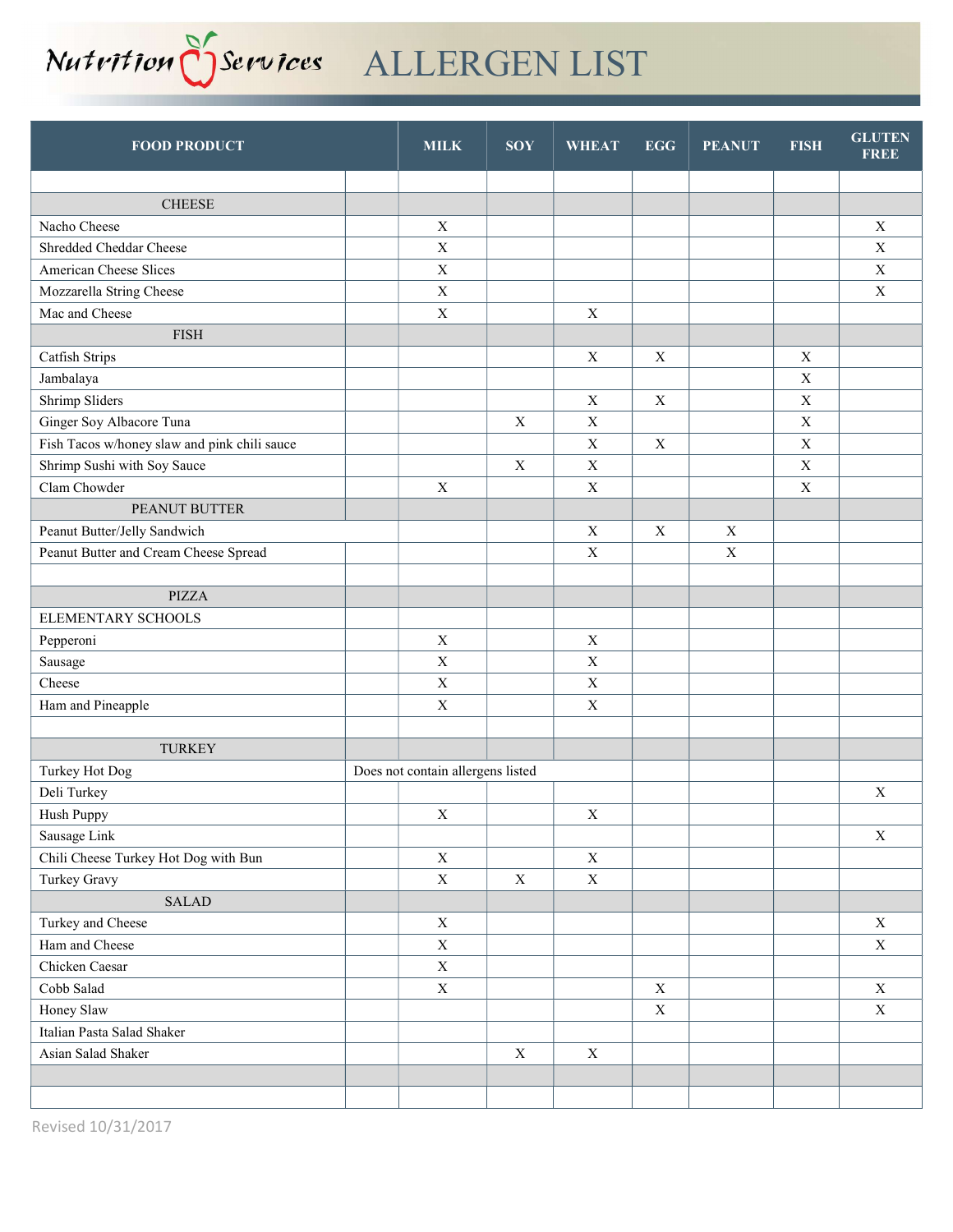# Nutrition Services ALLERGEN LIST

| FOOD PRODUCT | MILK | SOY | WHEAT | EGG | PEANUT | FISH | GLUTEN FREE |
|---|---|---|---|---|---|---|---|
| | | | | | | | |
| CHEESE | | | | | | | |
| Nacho Cheese | X | | | | | | X |
| Shredded Cheddar Cheese | X | | | | | | X |
| American Cheese Slices | X | | | | | | X |
| Mozzarella String Cheese | X | | | | | | X |
| Mac and Cheese | X | | X | | | | |
| FISH | | | | | | | |
| Catfish Strips | | | X | X | | X | |
| Jambalaya | | | | | | X | |
| Shrimp Sliders | | | X | X | | X | |
| Ginger Soy Albacore Tuna | | X | X | | | X | |
| Fish Tacos w/honey slaw and pink chili sauce | | | X | X | | X | |
| Shrimp Sushi with Soy Sauce | | X | X | | | X | |
| Clam Chowder | X | | X | | | X | |
| PEANUT BUTTER | | | | | | | |
| Peanut Butter/Jelly Sandwich | | | X | X | X | | |
| Peanut Butter and Cream Cheese Spread | | | X | | X | | |
| | | | | | | | |
| PIZZA | | | | | | | |
| ELEMENTARY SCHOOLS | | | | | | | |
| Pepperoni | X | | X | | | | |
| Sausage | X | | X | | | | |
| Cheese | X | | X | | | | |
| Ham and Pineapple | X | | X | | | | |
| | | | | | | | |
| TURKEY | | | | | | | |
| Turkey Hot Dog | Does not contain allergens listed | | | | | | |
| Deli Turkey | | | | | | | X |
| Hush Puppy | X | | X | | | | |
| Sausage Link | | | | | | | X |
| Chili Cheese Turkey Hot Dog with Bun | X | | X | | | | |
| Turkey Gravy | X | X | X | | | | |
| SALAD | | | | | | | |
| Turkey and Cheese | X | | | | | | X |
| Ham and Cheese | X | | | | | | X |
| Chicken Caesar | X | | | | | | |
| Cobb Salad | X | | | X | | | X |
| Honey Slaw | | | | X | | | X |
| Italian Pasta Salad Shaker | | | | | | | |
| Asian Salad Shaker | | X | X | | | | |
| | | | | | | | |
| | | | | | | | |

Revised 10/31/2017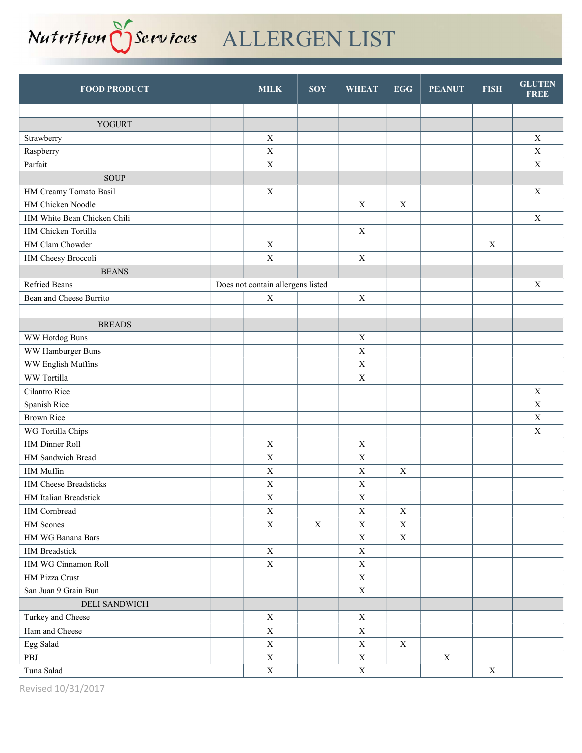# Nutrition Services ALLERGEN LIST

| FOOD PRODUCT | | MILK | SOY | WHEAT | EGG | PEANUT | FISH | GLUTEN FREE |
|---|---|---|---|---|---|---|---|---|
| | | | | | | | | |
| YOGURT | | | | | | | | |
| Strawberry | | X | | | | | | X |
| Raspberry | | X | | | | | | X |
| Parfait | | X | | | | | | X |
| SOUP | | | | | | | | |
| HM Creamy Tomato Basil | | X | | | | | | X |
| HM Chicken Noodle | | | | X | X | | | |
| HM White Bean Chicken Chili | | | | | | | | X |
| HM Chicken Tortilla | | | | X | | | | |
| HM Clam Chowder | | X | | | | | X | |
| HM Cheesy Broccoli | | X | | X | | | | |
| BEANS | | | | | | | | |
| Refried Beans | Does not contain allergens listed | | | | | | | X |
| Bean and Cheese Burrito | | X | | X | | | | |
| | | | | | | | | |
| BREADS | | | | | | | | |
| WW Hotdog Buns | | | | X | | | | |
| WW Hamburger Buns | | | | X | | | | |
| WW English Muffins | | | | X | | | | |
| WW Tortilla | | | | X | | | | |
| Cilantro Rice | | | | | | | | X |
| Spanish Rice | | | | | | | | X |
| Brown Rice | | | | | | | | X |
| WG Tortilla Chips | | | | | | | | X |
| HM Dinner Roll | | X | | X | | | | |
| HM Sandwich Bread | | X | | X | | | | |
| HM Muffin | | X | | X | X | | | |
| HM Cheese Breadsticks | | X | | X | | | | |
| HM Italian Breadstick | | X | | X | | | | |
| HM Cornbread | | X | | X | X | | | |
| HM Scones | | X | X | X | X | | | |
| HM WG Banana Bars | | | | X | X | | | |
| HM Breadstick | | X | | X | | | | |
| HM WG Cinnamon Roll | | X | | X | | | | |
| HM Pizza Crust | | | | X | | | | |
| San Juan 9 Grain Bun | | | | X | | | | |
| DELI SANDWICH | | | | | | | | |
| Turkey and Cheese | | X | | X | | | | |
| Ham and Cheese | | X | | X | | | | |
| Egg Salad | | X | | X | X | | | |
| PBJ | | X | | X | | X | | |
| Tuna Salad | | X | | X | | | X | |

Revised 10/31/2017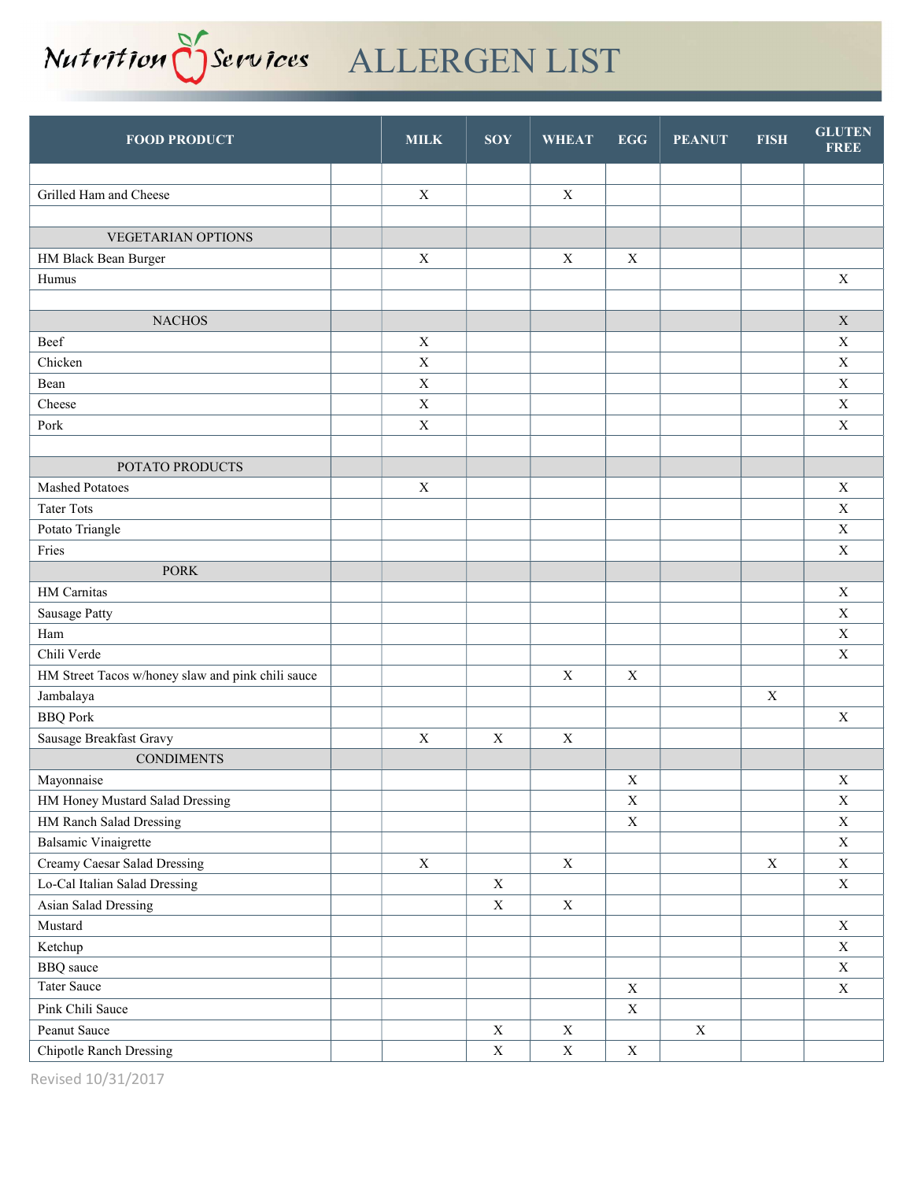# Nutrition Services ALLERGEN LIST

| FOOD PRODUCT | MILK | SOY | WHEAT | EGG | PEANUT | FISH | GLUTEN FREE |
|---|---|---|---|---|---|---|---|
| | | | | | | | |
| Grilled Ham and Cheese | X | | X | | | | |
| | | | | | | | |
| VEGETARIAN OPTIONS | | | | | | | |
| HM Black Bean Burger | X | | X | X | | | |
| Humus | | | | | | | X |
| | | | | | | | |
| NACHOS | | | | | | | X |
| Beef | X | | | | | | X |
| Chicken | X | | | | | | X |
| Bean | X | | | | | | X |
| Cheese | X | | | | | | X |
| Pork | X | | | | | | X |
| | | | | | | | |
| POTATO PRODUCTS | | | | | | | |
| Mashed Potatoes | X | | | | | | X |
| Tater Tots | | | | | | | X |
| Potato Triangle | | | | | | | X |
| Fries | | | | | | | X |
| PORK | | | | | | | |
| HM Carnitas | | | | | | | X |
| Sausage Patty | | | | | | | X |
| Ham | | | | | | | X |
| Chili Verde | | | | | | | X |
| HM Street Tacos w/honey slaw and pink chili sauce | | | X | X | | | |
| Jambalaya | | | | | | X | |
| BBQ Pork | | | | | | | X |
| Sausage Breakfast Gravy | X | X | X | | | | |
| CONDIMENTS | | | | | | | |
| Mayonnaise | | | | X | | | X |
| HM Honey Mustard Salad Dressing | | | | X | | | X |
| HM Ranch Salad Dressing | | | | X | | | X |
| Balsamic Vinaigrette | | | | | | | X |
| Creamy Caesar Salad Dressing | X | | X | | | X | X |
| Lo-Cal Italian Salad Dressing | | X | | | | | X |
| Asian Salad Dressing | | X | X | | | | |
| Mustard | | | | | | | X |
| Ketchup | | | | | | | X |
| BBQ sauce | | | | | | | X |
| Tater Sauce | | | | X | | | X |
| Pink Chili Sauce | | | | X | | | |
| Peanut Sauce | | X | X | | X | | |
| Chipotle Ranch Dressing | | X | X | X | | | |

Revised 10/31/2017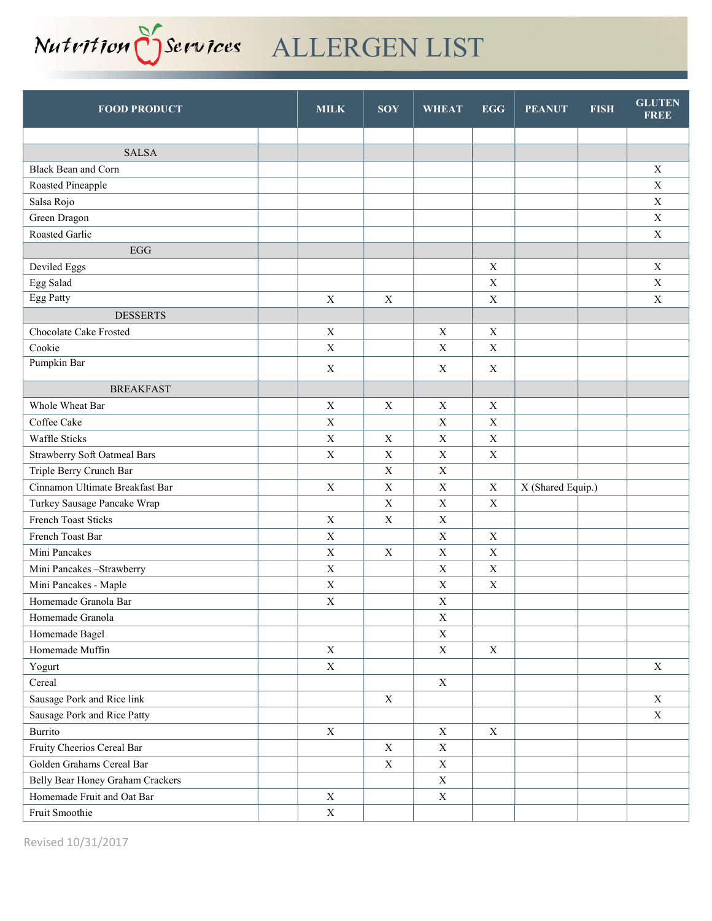# Nutrition Services ALLERGEN LIST

| FOOD PRODUCT | | MILK | SOY | WHEAT | EGG | PEANUT | FISH | GLUTEN FREE |
|---|---|---|---|---|---|---|---|---|
| | | | | | | | | |
| SALSA | | | | | | | | |
| Black Bean and Corn | | | | | | | | X |
| Roasted Pineapple | | | | | | | | X |
| Salsa Rojo | | | | | | | | X |
| Green Dragon | | | | | | | | X |
| Roasted Garlic | | | | | | | | X |
| EGG | | | | | | | | |
| Deviled Eggs | | | | | X | | | X |
| Egg Salad | | | | | X | | | X |
| Egg Patty | | X | X | | X | | | X |
| DESSERTS | | | | | | | | |
| Chocolate Cake Frosted | | X | | X | X | | | |
| Cookie | | X | | X | X | | | |
| Pumpkin Bar | | X | | X | X | | | |
| BREAKFAST | | | | | | | | |
| Whole Wheat Bar | | X | X | X | X | | | |
| Coffee Cake | | X | | X | X | | | |
| Waffle Sticks | | X | X | X | X | | | |
| Strawberry Soft Oatmeal Bars | | X | X | X | X | | | |
| Triple Berry Crunch Bar | | | X | X | | | | |
| Cinnamon Ultimate Breakfast Bar | | X | X | X | X | X (Shared Equip.) | | |
| Turkey Sausage Pancake Wrap | | | X | X | X | | | |
| French Toast Sticks | | X | X | X | | | | |
| French Toast Bar | | X | | X | X | | | |
| Mini Pancakes | | X | X | X | X | | | |
| Mini Pancakes –Strawberry | | X | | X | X | | | |
| Mini Pancakes - Maple | | X | | X | X | | | |
| Homemade Granola Bar | | X | | X | | | | |
| Homemade Granola | | | | X | | | | |
| Homemade Bagel | | | | X | | | | |
| Homemade Muffin | | X | | X | X | | | |
| Yogurt | | X | | | | | | X |
| Cereal | | | | X | | | | |
| Sausage Pork and Rice link | | | X | | | | | X |
| Sausage Pork and Rice Patty | | | | | | | | X |
| Burrito | | X | | X | X | | | |
| Fruity Cheerios Cereal Bar | | | X | X | | | | |
| Golden Grahams Cereal Bar | | | X | X | | | | |
| Belly Bear Honey Graham Crackers | | | | X | | | | |
| Homemade Fruit and Oat Bar | | X | | X | | | | |
| Fruit Smoothie | | X | | | | | | |

Revised 10/31/2017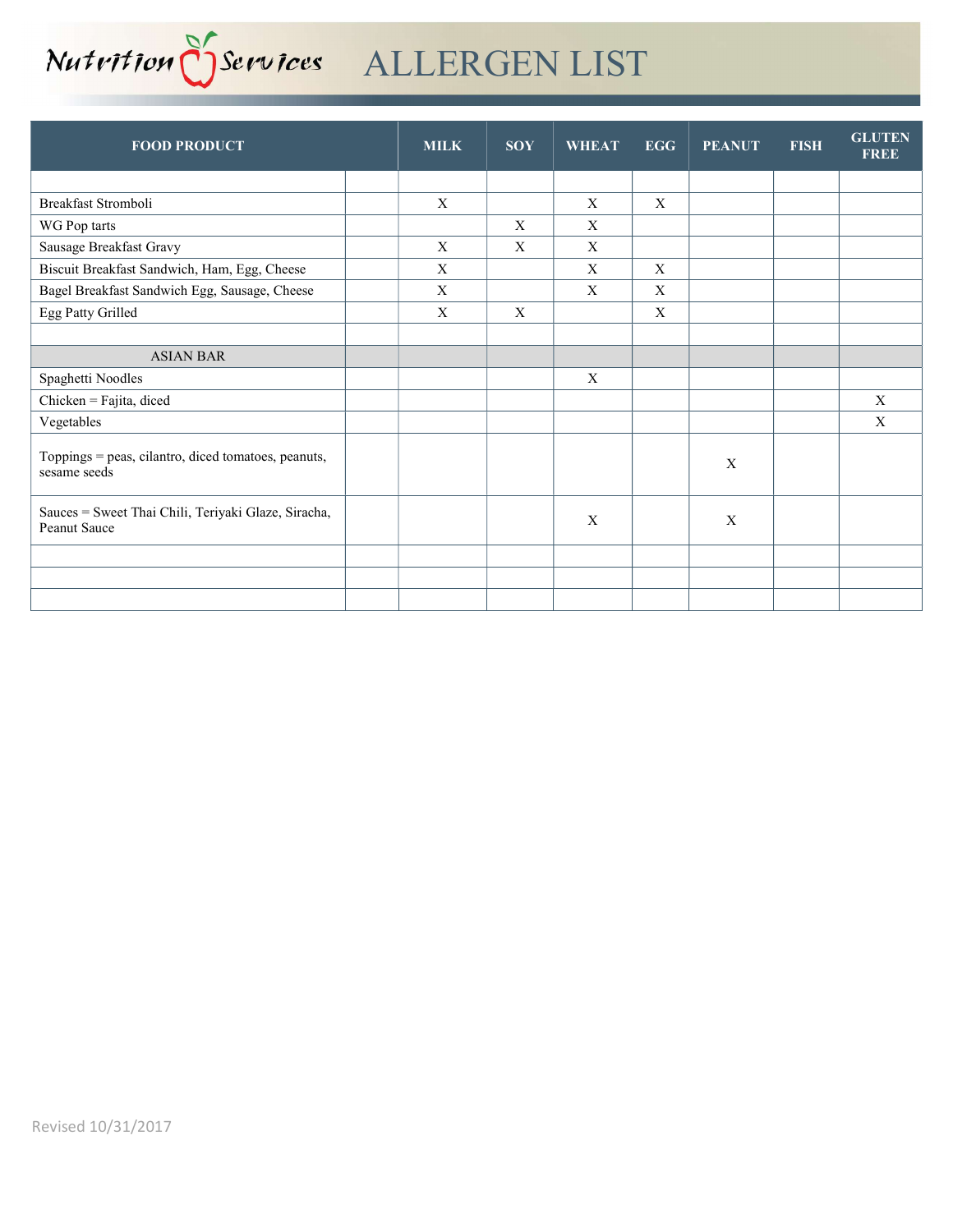# ALLERGEN LIST

Nutrition Services

| FOOD PRODUCT | | MILK | SOY | WHEAT | EGG | PEANUT | FISH | GLUTEN FREE |
|---|---|---|---|---|---|---|---|---|
| | | | | | | | | |
| Breakfast Stromboli | | X | | X | X | | | |
| WG Pop tarts | | | X | X | | | | |
| Sausage Breakfast Gravy | | X | X | X | | | | |
| Biscuit Breakfast Sandwich, Ham, Egg, Cheese | | X | | X | X | | | |
| Bagel Breakfast Sandwich Egg, Sausage, Cheese | | X | | X | X | | | |
| Egg Patty Grilled | | X | X | | X | | | |
| | | | | | | | | |
| ASIAN BAR | | | | | | | | |
| Spaghetti Noodles | | | | X | | | | |
| Chicken = Fajita, diced | | | | | | | | X |
| Vegetables | | | | | | | | X |
| Toppings = peas, cilantro, diced tomatoes, peanuts, sesame seeds | | | | | | X | | |
| Sauces = Sweet Thai Chili, Teriyaki Glaze, Siracha, Peanut Sauce | | | | X | | X | | |
| | | | | | | | | |
| | | | | | | | | |
| | | | | | | | | |

Revised 10/31/2017